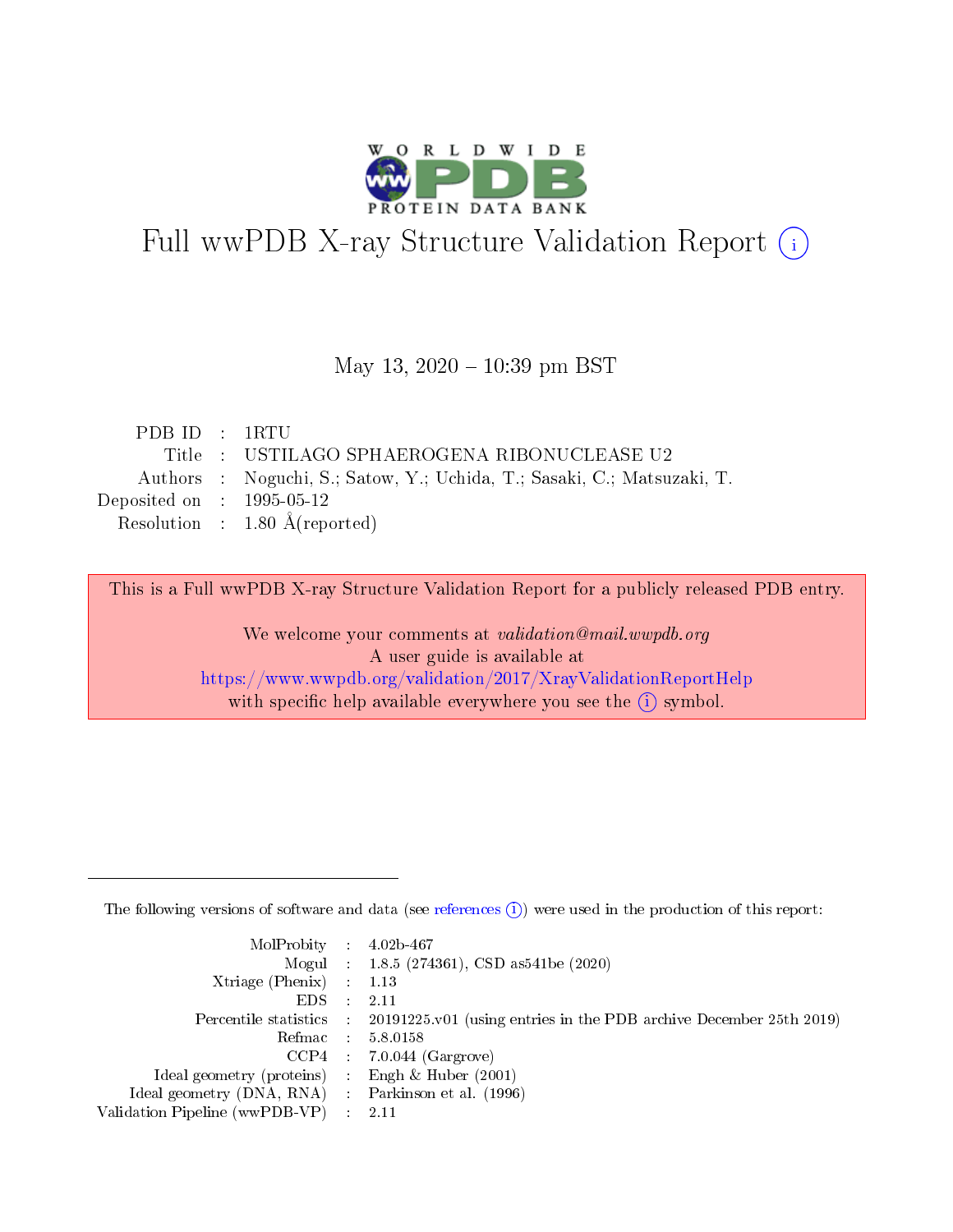# Full wwPDB X-ray Structure Validation Report (i)

May 13, 2020 – 10:39 pm BST

| | | |
|---|---|---|
| PDB ID | : | 1RTU |
| Title | : | USTILAGO SPHAEROGENA RIBONUCLEASE U2 |
| Authors | : | Noguchi, S.; Satow, Y.; Uchida, T.; Sasaki, C.; Matsuzaki, T. |
| Deposited on | : | 1995-05-12 |
| Resolution | : | 1.80 Å(reported) |

This is a Full wwPDB X-ray Structure Validation Report for a publicly released PDB entry.

We welcome your comments at *validation@mail.wwpdb.org*
A user guide is available at
https://www.wwpdb.org/validation/2017/XrayValidationReportHelp
with specific help available everywhere you see the (i) symbol.

---

The following versions of software and data (see references (i)) were used in the production of this report:

| | | |
|---|---|---|
| MolProbity | : | 4.02b-467 |
| Mogul | : | 1.8.5 (274361), CSD as541be (2020) |
| Xtriage (Phenix) | : | 1.13 |
| EDS | : | 2.11 |
| Percentile statistics | : | 20191225.v01 (using entries in the PDB archive December 25th 2019) |
| Refmac | : | 5.8.0158 |
| CCP4 | : | 7.0.044 (Gargrove) |
| Ideal geometry (proteins) | : | Engh & Huber (2001) |
| Ideal geometry (DNA, RNA) | : | Parkinson et al. (1996) |
| Validation Pipeline (wwPDB-VP) | : | 2.11 |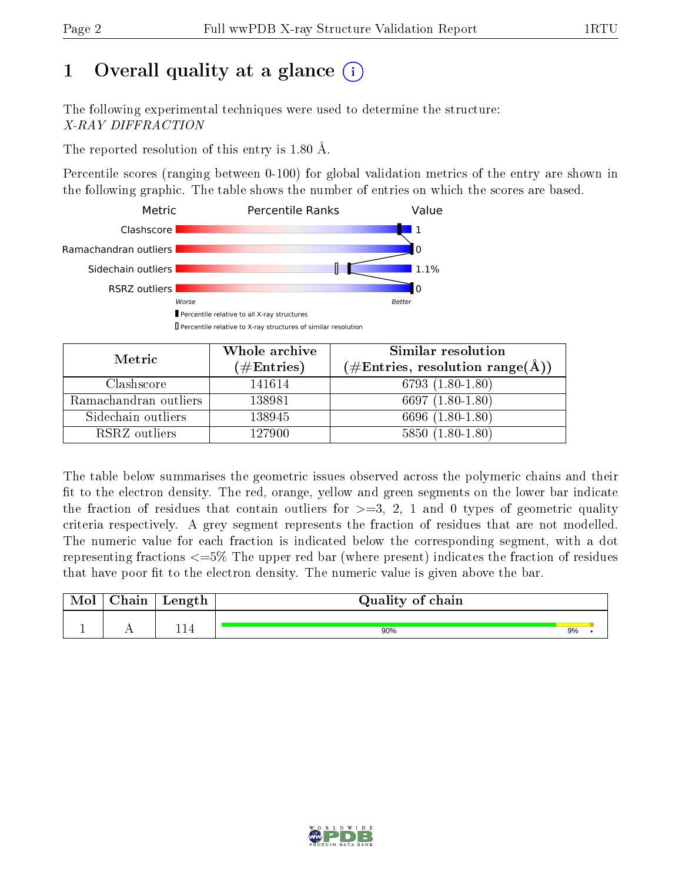# 1 Overall quality at a glance

The following experimental techniques were used to determine the structure: *X-RAY DIFFRACTION*

The reported resolution of this entry is 1.80 Å.

Percentile scores (ranging between 0-100) for global validation metrics of the entry are shown in the following graphic. The table shows the number of entries on which the scores are based.

| Metric | Value |
|---|---|
| Clashscore | 1 |
| Ramachandran outliers | 0 |
| Sidechain outliers | 1.1% |
| RSRZ outliers | 0 |

| Metric | Whole archive (#Entries) | Similar resolution (#Entries, resolution range(Å)) |
|---|---|---|
| Clashscore | 141614 | 6793 (1.80-1.80) |
| Ramachandran outliers | 138981 | 6697 (1.80-1.80) |
| Sidechain outliers | 138945 | 6696 (1.80-1.80) |
| RSRZ outliers | 127900 | 5850 (1.80-1.80) |

The table below summarises the geometric issues observed across the polymeric chains and their fit to the electron density. The red, orange, yellow and green segments on the lower bar indicate the fraction of residues that contain outliers for >=3, 2, 1 and 0 types of geometric quality criteria respectively. A grey segment represents the fraction of residues that are not modelled. The numeric value for each fraction is indicated below the corresponding segment, with a dot representing fractions <=5% The upper red bar (where present) indicates the fraction of residues that have poor fit to the electron density. The numeric value is given above the bar.

| Mol | Chain | Length | Quality of chain |
|---|---|---|---|
| 1 | A | 114 | 90% 9% • |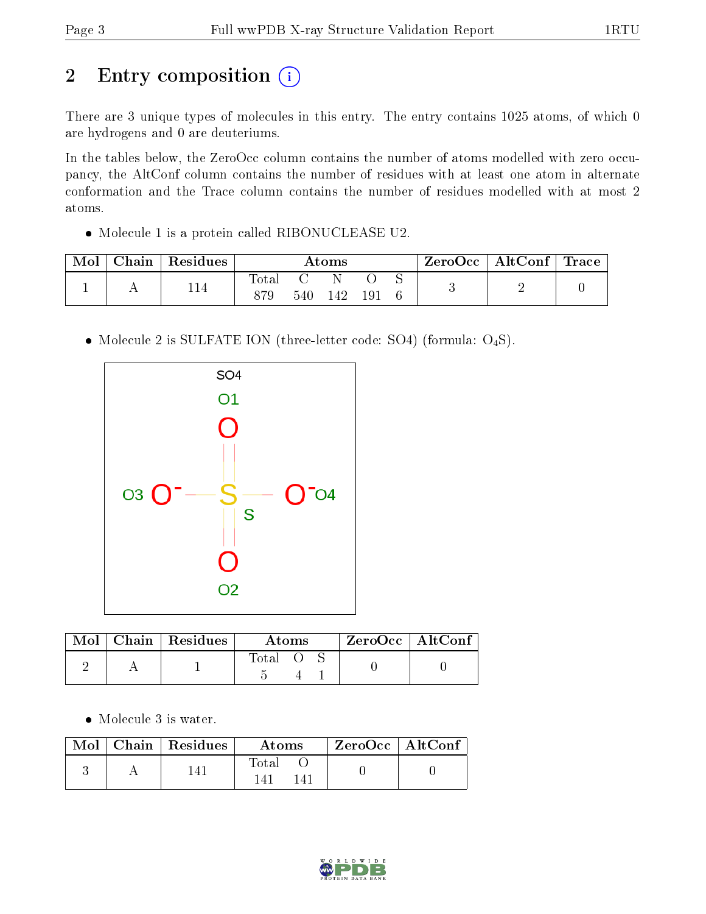# 2 Entry composition

There are 3 unique types of molecules in this entry. The entry contains 1025 atoms, of which 0 are hydrogens and 0 are deuteriums.

In the tables below, the ZeroOcc column contains the number of atoms modelled with zero occupancy, the AltConf column contains the number of residues with at least one atom in alternate conformation and the Trace column contains the number of residues modelled with at most 2 atoms.

- Molecule 1 is a protein called RIBONUCLEASE U2.

| Mol | Chain | Residues | Atoms | | | | | ZeroOcc | AltConf | Trace |
|---|---|---|---|---|---|---|---|---|---|---|
| 1 | A | 114 | Total | C | N | O | S | 3 | 2 | 0 |
| | | | 879 | 540 | 142 | 191 | 6 | | | |

- Molecule 2 is SULFATE ION (three-letter code: SO4) (formula: $O_4S$).

| Mol | Chain | Residues | Atoms | | | ZeroOcc | AltConf |
|---|---|---|---|---|---|---|---|
| 2 | A | 1 | Total | O | S | 0 | 0 |
| | | | 5 | 4 | 1 | | |

- Molecule 3 is water.

| Mol | Chain | Residues | Atoms | | ZeroOcc | AltConf |
|---|---|---|---|---|---|---|
| 3 | A | 141 | Total | O | 0 | 0 |
| | | | 141 | 141 | | |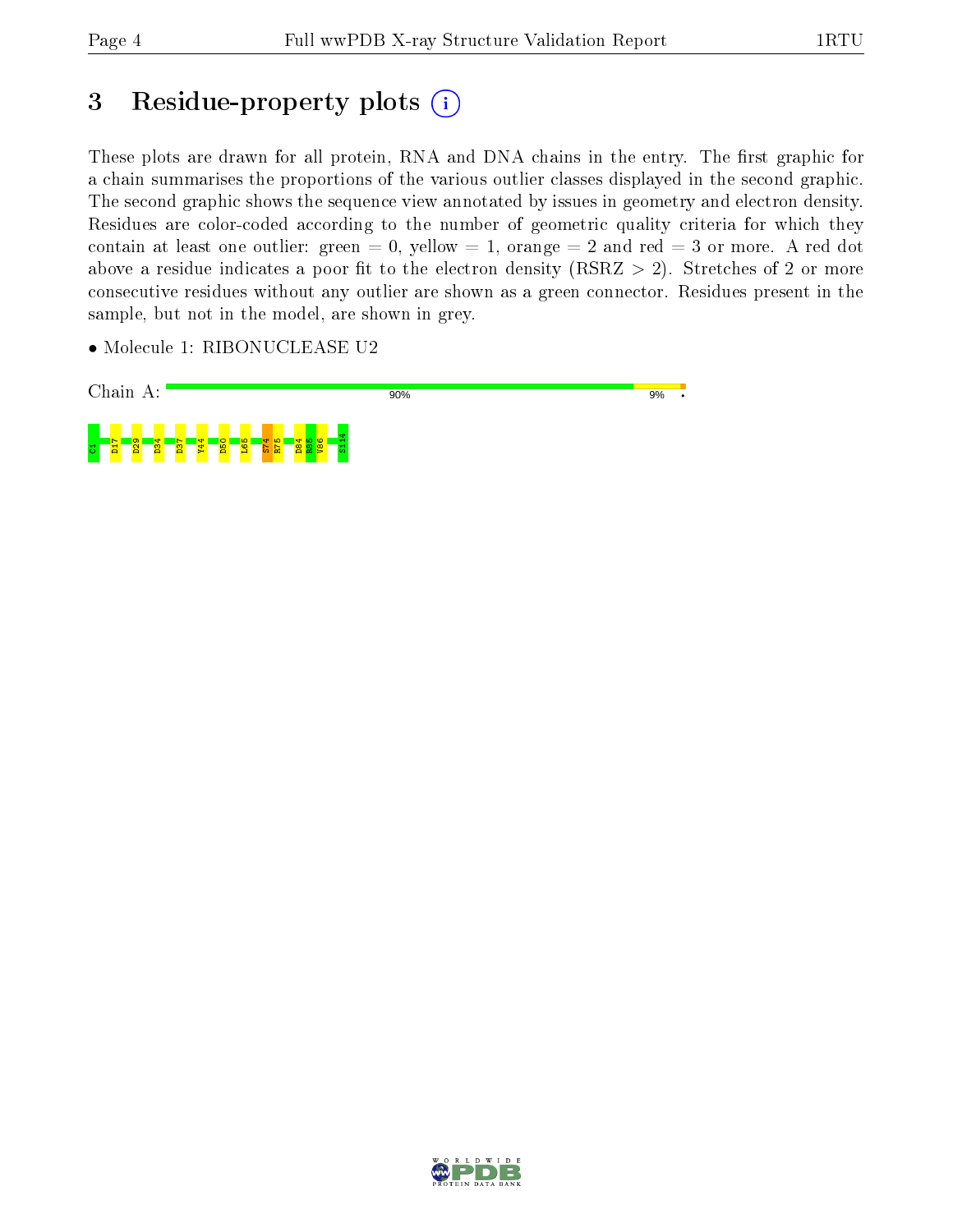# 3 Residue-property plots

These plots are drawn for all protein, RNA and DNA chains in the entry. The first graphic for a chain summarises the proportions of the various outlier classes displayed in the second graphic. The second graphic shows the sequence view annotated by issues in geometry and electron density. Residues are color-coded according to the number of geometric quality criteria for which they contain at least one outlier: green = 0, yellow = 1, orange = 2 and red = 3 or more. A red dot above a residue indicates a poor fit to the electron density (RSRZ > 2). Stretches of 2 or more consecutive residues without any outlier are shown as a green connector. Residues present in the sample, but not in the model, are shown in grey.

- Molecule 1: RIBONUCLEASE U2

Chain A: 90% 9% •

C1 D17 D29 D34 D37 Y44 D50 L65 S74 R75 D84 R85 V86 S114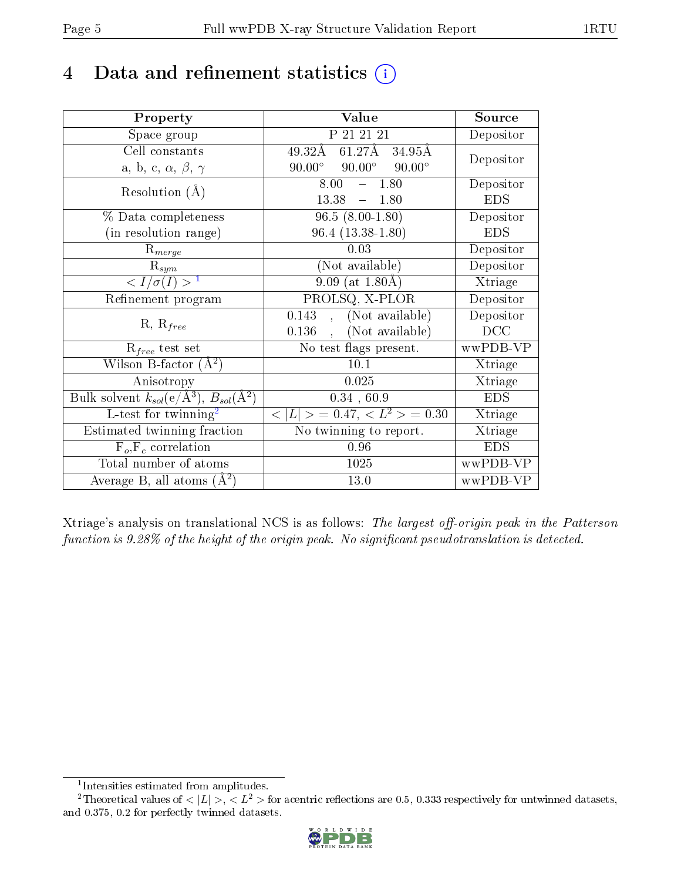# 4 Data and refinement statistics

| Property | Value | Source |
|---|---|---|
| Space group | P 21 21 21 | Depositor |
| Cell constants<br>a, b, c, $\alpha$, $\beta$, $\gamma$ | 49.32Å 61.27Å 34.95Å<br>90.00° 90.00° 90.00° | Depositor |
| Resolution (Å) | 8.00 – 1.80<br>13.38 – 1.80 | Depositor<br>EDS |
| % Data completeness<br>(in resolution range) | 96.5 (8.00-1.80)<br>96.4 (13.38-1.80) | Depositor<br>EDS |
| $R_{merge}$ | 0.03 | Depositor |
| $R_{sym}$ | (Not available) | Depositor |
| $< I/\sigma(I) >$ [1] | 9.09 (at 1.80Å) | Xtriage |
| Refinement program | PROLSQ, X-PLOR | Depositor |
| R, $R_{free}$ | 0.143 , (Not available)<br>0.136 , (Not available) | Depositor<br>DCC |
| $R_{free}$ test set | No test flags present. | wwPDB-VP |
| Wilson B-factor (Å$^2$) | 10.1 | Xtriage |
| Anisotropy | 0.025 | Xtriage |
| Bulk solvent $k_{sol}$(e/Å$^3$), $B_{sol}$(Å$^2$) | 0.34 , 60.9 | EDS |
| L-test for twinning[2] | $< \|L\| >$ = 0.47, $< L^2 >$ = 0.30 | Xtriage |
| Estimated twinning fraction | No twinning to report. | Xtriage |
| $F_o$,$F_c$ correlation | 0.96 | EDS |
| Total number of atoms | 1025 | wwPDB-VP |
| Average B, all atoms (Å$^2$) | 13.0 | wwPDB-VP |

Xtriage's analysis on translational NCS is as follows: *The largest off-origin peak in the Patterson function is 9.28% of the height of the origin peak. No significant pseudotranslation is detected.*

[1] Intensities estimated from amplitudes.

[2] Theoretical values of $< |L| >$, $< L^2 >$ for acentric reflections are 0.5, 0.333 respectively for untwinned datasets, and 0.375, 0.2 for perfectly twinned datasets.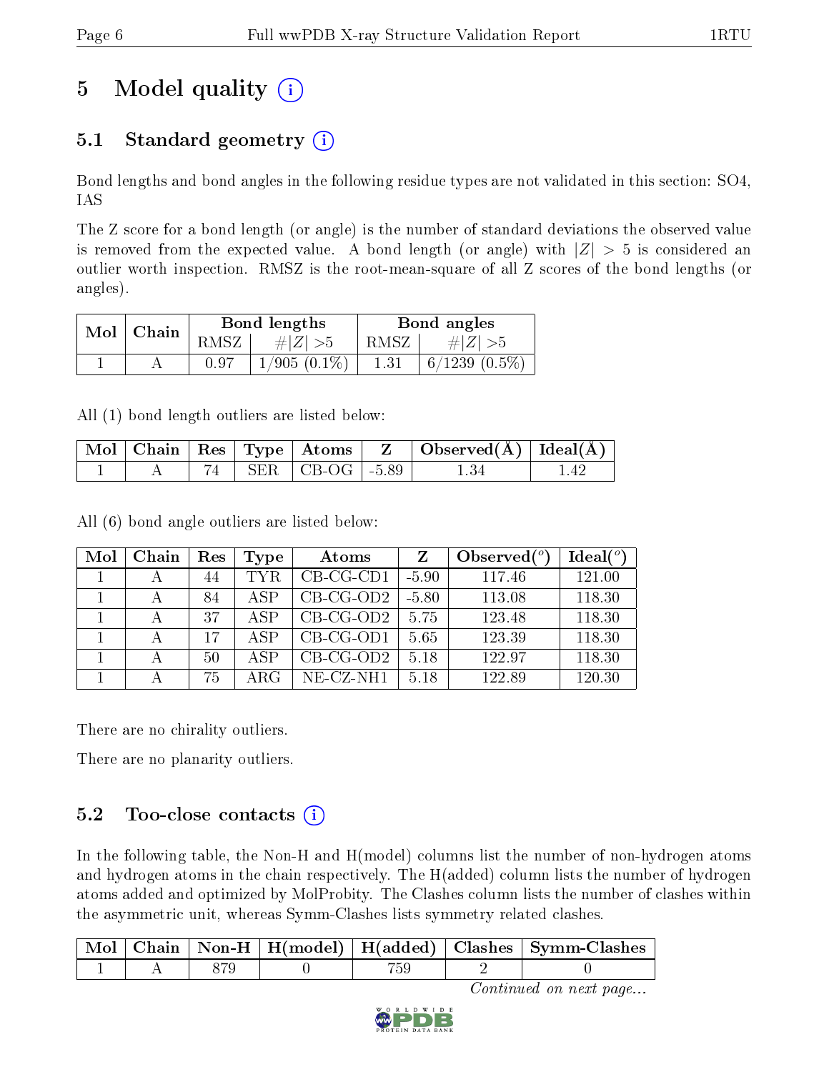# 5 Model quality

## 5.1 Standard geometry

Bond lengths and bond angles in the following residue types are not validated in this section: SO4, IAS

The Z score for a bond length (or angle) is the number of standard deviations the observed value is removed from the expected value. A bond length (or angle) with $|Z| > 5$ is considered an outlier worth inspection. RMSZ is the root-mean-square of all Z scores of the bond lengths (or angles).

| Mol | Chain | Bond lengths | | Bond angles | |
|---|---|---|---|---|---|
| | | RMSZ | #\|Z\| >5 | RMSZ | #\|Z\| >5 |
| 1 | A | 0.97 | 1/905 (0.1%) | 1.31 | 6/1239 (0.5%) |

All (1) bond length outliers are listed below:

| Mol | Chain | Res | Type | Atoms | Z | Observed(Å) | Ideal(Å) |
|---|---|---|---|---|---|---|---|
| 1 | A | 74 | SER | CB-OG | -5.89 | 1.34 | 1.42 |

All (6) bond angle outliers are listed below:

| Mol | Chain | Res | Type | Atoms | Z | Observed(°) | Ideal(°) |
|---|---|---|---|---|---|---|---|
| 1 | A | 44 | TYR | CB-CG-CD1 | -5.90 | 117.46 | 121.00 |
| 1 | A | 84 | ASP | CB-CG-OD2 | -5.80 | 113.08 | 118.30 |
| 1 | A | 37 | ASP | CB-CG-OD2 | 5.75 | 123.48 | 118.30 |
| 1 | A | 17 | ASP | CB-CG-OD1 | 5.65 | 123.39 | 118.30 |
| 1 | A | 50 | ASP | CB-CG-OD2 | 5.18 | 122.97 | 118.30 |
| 1 | A | 75 | ARG | NE-CZ-NH1 | 5.18 | 122.89 | 120.30 |

There are no chirality outliers.

There are no planarity outliers.

## 5.2 Too-close contacts

In the following table, the Non-H and H(model) columns list the number of non-hydrogen atoms and hydrogen atoms in the chain respectively. The H(added) column lists the number of hydrogen atoms added and optimized by MolProbity. The Clashes column lists the number of clashes within the asymmetric unit, whereas Symm-Clashes lists symmetry related clashes.

| Mol | Chain | Non-H | H(model) | H(added) | Clashes | Symm-Clashes |
|---|---|---|---|---|---|---|
| 1 | A | 879 | 0 | 759 | 2 | 0 |

*Continued on next page...*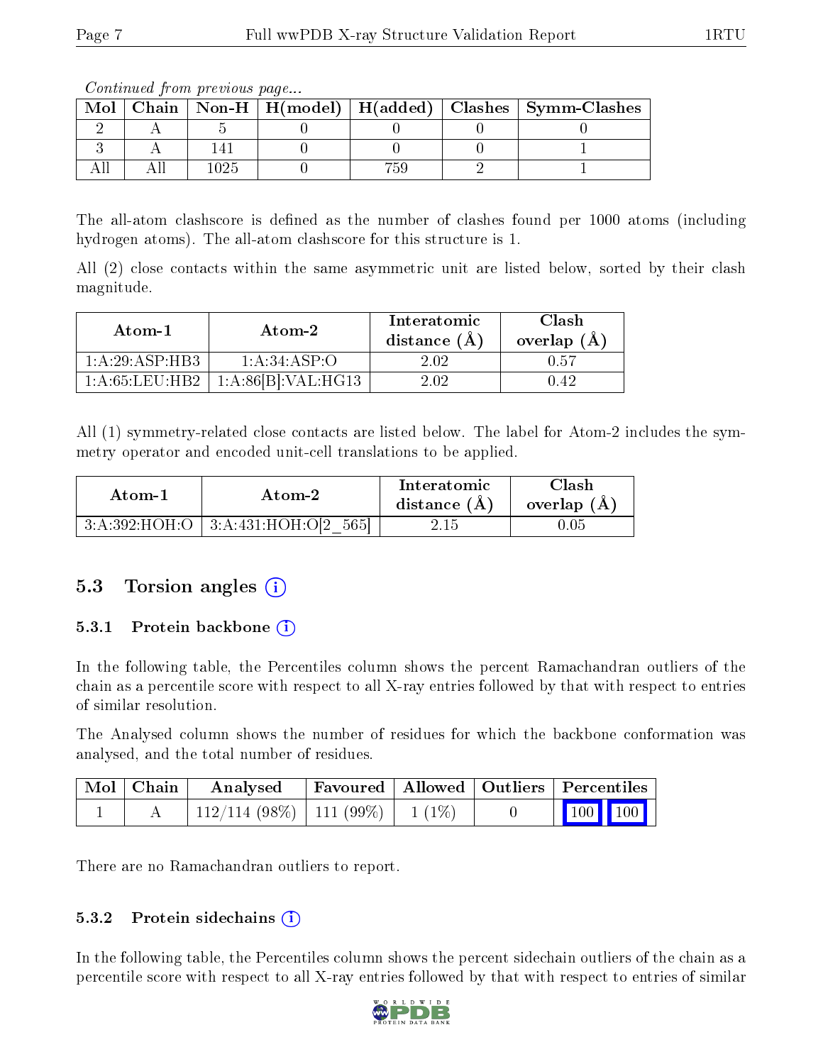*Continued from previous page...*

| Mol | Chain | Non-H | H(model) | H(added) | Clashes | Symm-Clashes |
|---|---|---|---|---|---|---|
| 2 | A | 5 | 0 | 0 | 0 | 0 |
| 3 | A | 141 | 0 | 0 | 0 | 1 |
| All | All | 1025 | 0 | 759 | 2 | 1 |

The all-atom clashscore is defined as the number of clashes found per 1000 atoms (including hydrogen atoms). The all-atom clashscore for this structure is 1.

All (2) close contacts within the same asymmetric unit are listed below, sorted by their clash magnitude.

| Atom-1 | Atom-2 | Interatomic distance (Å) | Clash overlap (Å) |
|---|---|---|---|
| 1:A:29:ASP:HB3 | 1:A:34:ASP:O | 2.02 | 0.57 |
| 1:A:65:LEU:HB2 | 1:A:86[B]:VAL:HG13 | 2.02 | 0.42 |

All (1) symmetry-related close contacts are listed below. The label for Atom-2 includes the symmetry operator and encoded unit-cell translations to be applied.

| Atom-1 | Atom-2 | Interatomic distance (Å) | Clash overlap (Å) |
|---|---|---|---|
| 3:A:392:HOH:O | 3:A:431:HOH:O[2_565] | 2.15 | 0.05 |

## 5.3 Torsion angles

### 5.3.1 Protein backbone

In the following table, the Percentiles column shows the percent Ramachandran outliers of the chain as a percentile score with respect to all X-ray entries followed by that with respect to entries of similar resolution.

The Analysed column shows the number of residues for which the backbone conformation was analysed, and the total number of residues.

| Mol | Chain | Analysed | Favoured | Allowed | Outliers | Percentiles | |
|---|---|---|---|---|---|---|---|
| 1 | A | 112/114 (98%) | 111 (99%) | 1 (1%) | 0 | 100 | 100 |

There are no Ramachandran outliers to report.

### 5.3.2 Protein sidechains

In the following table, the Percentiles column shows the percent sidechain outliers of the chain as a percentile score with respect to all X-ray entries followed by that with respect to entries of similar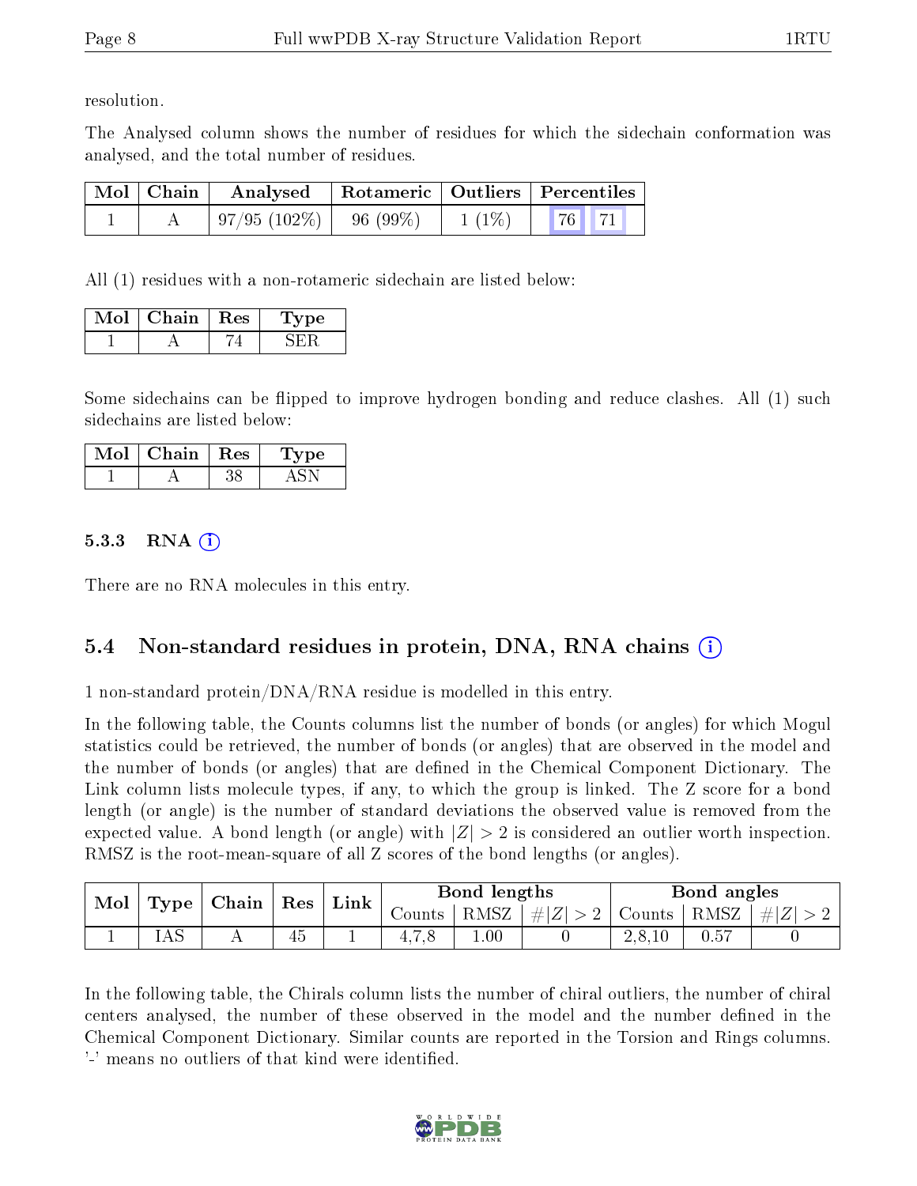resolution.

The Analysed column shows the number of residues for which the sidechain conformation was analysed, and the total number of residues.

| Mol | Chain | Analysed | Rotameric | Outliers | Percentiles | |
|---|---|---|---|---|---|---|
| 1 | A | 97/95 (102%) | 96 (99%) | 1 (1%) | 76 | 71 |

All (1) residues with a non-rotameric sidechain are listed below:

| Mol | Chain | Res | Type |
|---|---|---|---|
| 1 | A | 74 | SER |

Some sidechains can be flipped to improve hydrogen bonding and reduce clashes. All (1) such sidechains are listed below:

| Mol | Chain | Res | Type |
|---|---|---|---|
| 1 | A | 38 | ASN |

#### 5.3.3 RNA

There are no RNA molecules in this entry.

### 5.4 Non-standard residues in protein, DNA, RNA chains

1 non-standard protein/DNA/RNA residue is modelled in this entry.

In the following table, the Counts columns list the number of bonds (or angles) for which Mogul statistics could be retrieved, the number of bonds (or angles) that are observed in the model and the number of bonds (or angles) that are defined in the Chemical Component Dictionary. The Link column lists molecule types, if any, to which the group is linked. The Z score for a bond length (or angle) is the number of standard deviations the observed value is removed from the expected value. A bond length (or angle) with $|Z| > 2$ is considered an outlier worth inspection. RMSZ is the root-mean-square of all Z scores of the bond lengths (or angles).

| Mol | Type | Chain | Res | Link | Bond lengths | | | Bond angles | | |
|---|---|---|---|---|---|---|---|---|---|---|
| | | | | | Counts | RMSZ | $\#\|Z\| > 2$ | Counts | RMSZ | $\#\|Z\| > 2$ |
| 1 | IAS | A | 45 | 1 | 4,7,8 | 1.00 | 0 | 2,8,10 | 0.57 | 0 |

In the following table, the Chirals column lists the number of chiral outliers, the number of chiral centers analysed, the number of these observed in the model and the number defined in the Chemical Component Dictionary. Similar counts are reported in the Torsion and Rings columns. '-' means no outliers of that kind were identified.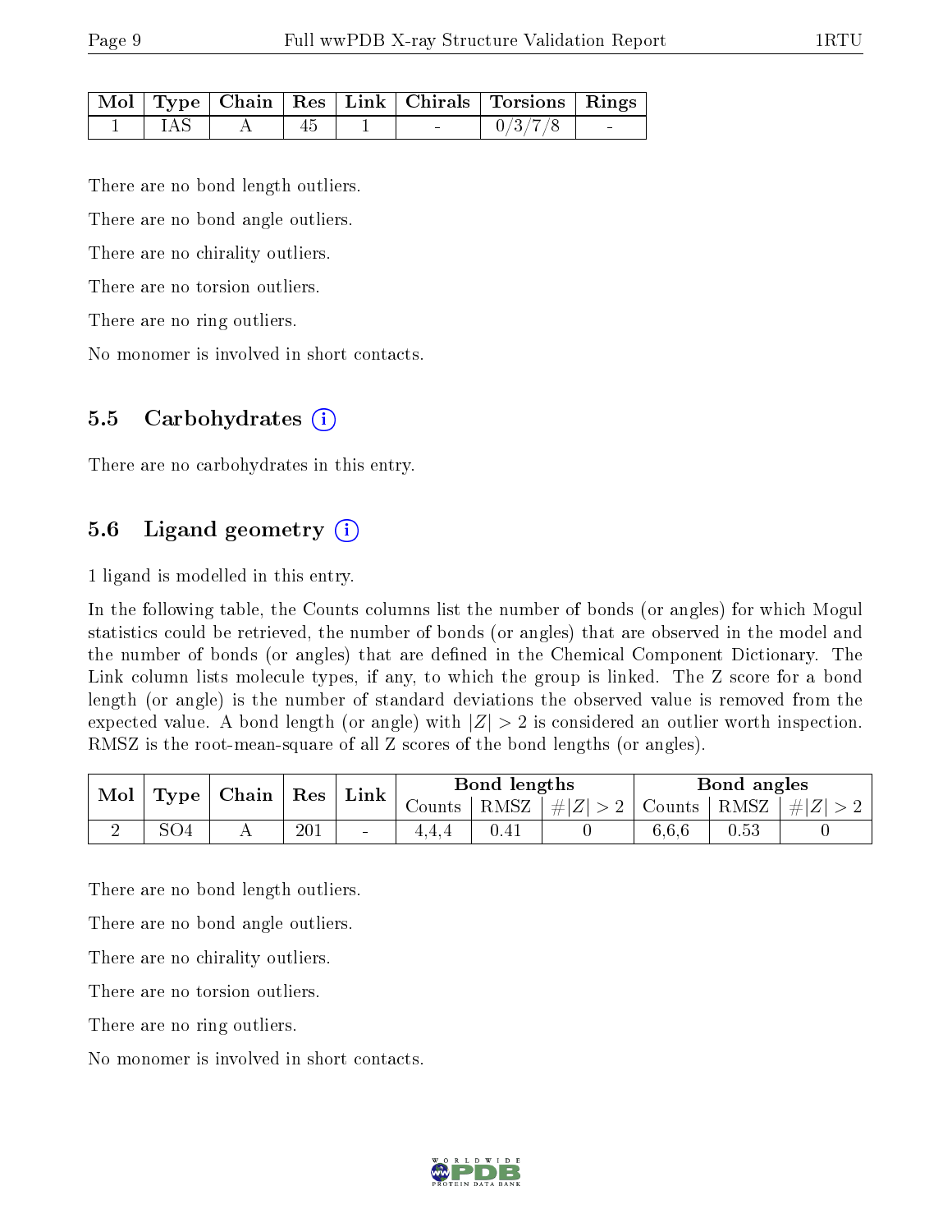| Mol | Type | Chain | Res | Link | Chirals | Torsions | Rings |
|---|---|---|---|---|---|---|---|
| 1 | IAS | A | 45 | 1 | - | 0/3/7/8 | - |

There are no bond length outliers.

There are no bond angle outliers.

There are no chirality outliers.

There are no torsion outliers.

There are no ring outliers.

No monomer is involved in short contacts.

## 5.5 Carbohydrates (i)

There are no carbohydrates in this entry.

## 5.6 Ligand geometry (i)

1 ligand is modelled in this entry.

In the following table, the Counts columns list the number of bonds (or angles) for which Mogul statistics could be retrieved, the number of bonds (or angles) that are observed in the model and the number of bonds (or angles) that are defined in the Chemical Component Dictionary. The Link column lists molecule types, if any, to which the group is linked. The Z score for a bond length (or angle) is the number of standard deviations the observed value is removed from the expected value. A bond length (or angle) with $|Z| > 2$ is considered an outlier worth inspection. RMSZ is the root-mean-square of all Z scores of the bond lengths (or angles).

| Mol | Type | Chain | Res | Link | Bond lengths | | | Bond angles | | |
|---|---|---|---|---|---|---|---|---|---|---|
| | | | | | Counts | RMSZ | $\#\|Z\| > 2$ | Counts | RMSZ | $\#\|Z\| > 2$ |
| 2 | SO4 | A | 201 | - | 4,4,4 | 0.41 | 0 | 6,6,6 | 0.53 | 0 |

There are no bond length outliers.

There are no bond angle outliers.

There are no chirality outliers.

There are no torsion outliers.

There are no ring outliers.

No monomer is involved in short contacts.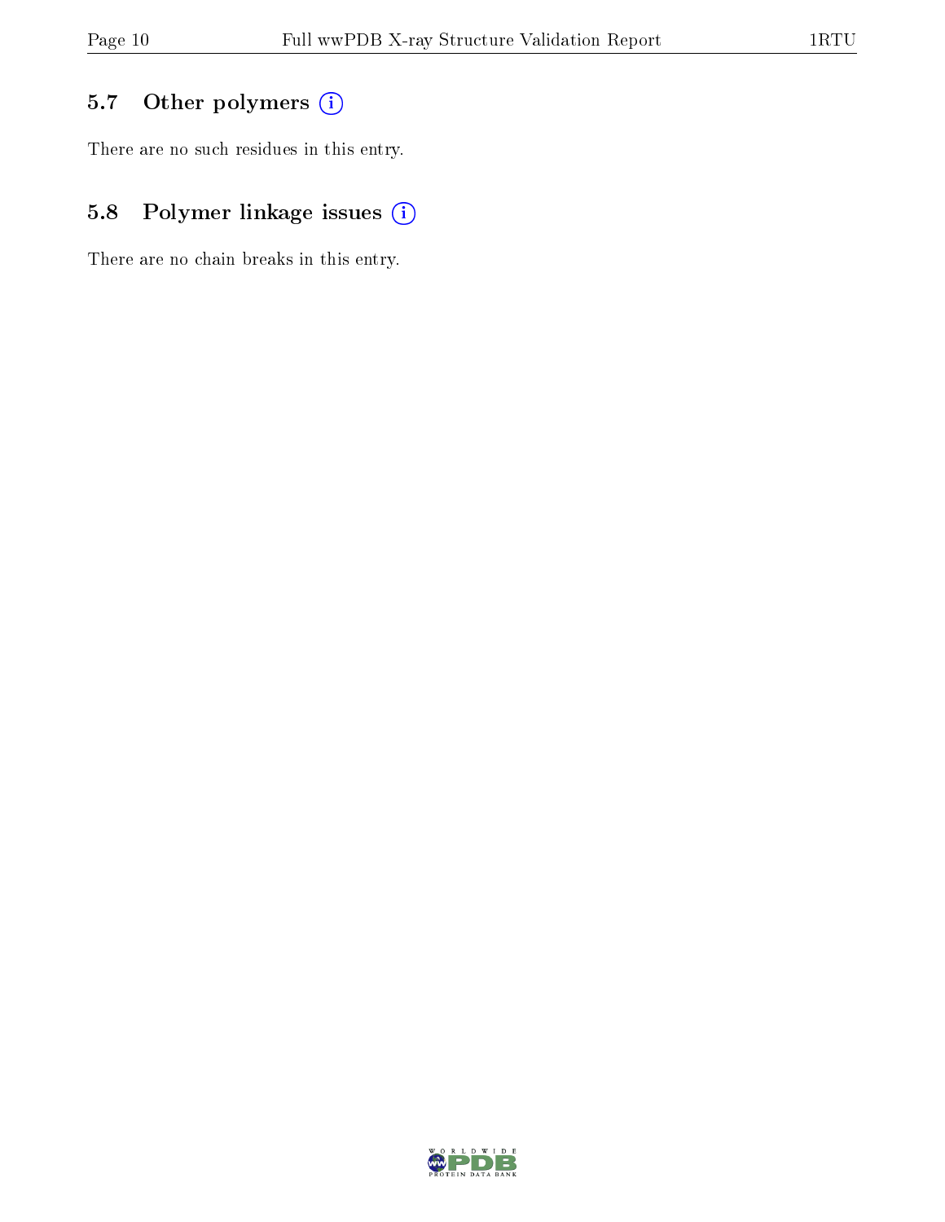### 5.7 Other polymers

There are no such residues in this entry.

### 5.8 Polymer linkage issues

There are no chain breaks in this entry.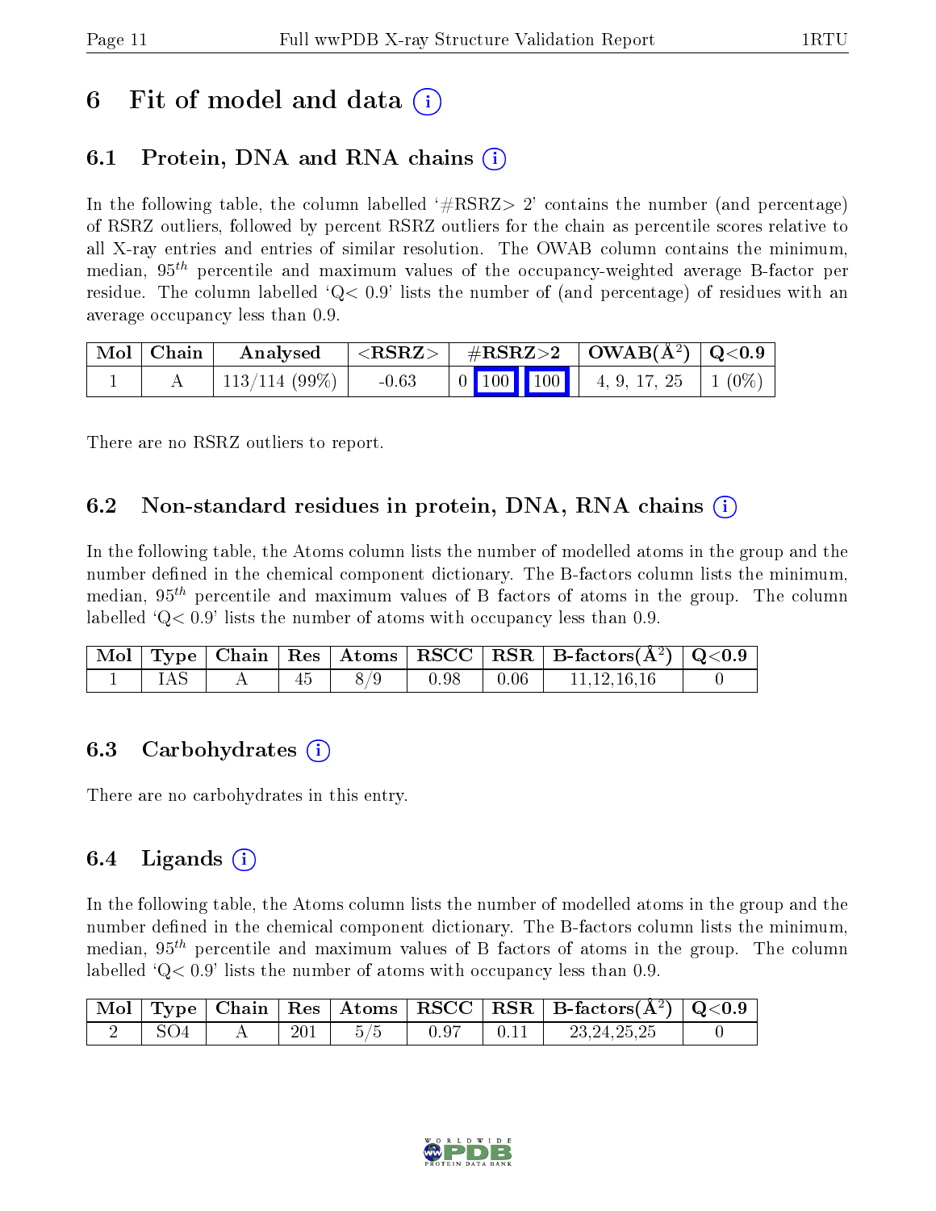# 6 Fit of model and data (i)

## 6.1 Protein, DNA and RNA chains (i)

In the following table, the column labelled '#RSRZ> 2' contains the number (and percentage) of RSRZ outliers, followed by percent RSRZ outliers for the chain as percentile scores relative to all X-ray entries and entries of similar resolution. The OWAB column contains the minimum, median, $95^{th}$ percentile and maximum values of the occupancy-weighted average B-factor per residue. The column labelled 'Q< 0.9' lists the number of (and percentage) of residues with an average occupancy less than 0.9.

| Mol | Chain | Analysed | <RSRZ> | #RSRZ>2 | | | OWAB(Å$^2$) | Q<0.9 |
|---|---|---|---|---|---|---|---|---|
| 1 | A | 113/114 (99%) | -0.63 | 0 | 100 | 100 | 4, 9, 17, 25 | 1 (0%) |

There are no RSRZ outliers to report.

## 6.2 Non-standard residues in protein, DNA, RNA chains (i)

In the following table, the Atoms column lists the number of modelled atoms in the group and the number defined in the chemical component dictionary. The B-factors column lists the minimum, median, $95^{th}$ percentile and maximum values of B factors of atoms in the group. The column labelled 'Q< 0.9' lists the number of atoms with occupancy less than 0.9.

| Mol | Type | Chain | Res | Atoms | RSCC | RSR | B-factors(Å$^2$) | Q<0.9 |
|---|---|---|---|---|---|---|---|---|
| 1 | IAS | A | 45 | 8/9 | 0.98 | 0.06 | 11,12,16,16 | 0 |

## 6.3 Carbohydrates (i)

There are no carbohydrates in this entry.

## 6.4 Ligands (i)

In the following table, the Atoms column lists the number of modelled atoms in the group and the number defined in the chemical component dictionary. The B-factors column lists the minimum, median, $95^{th}$ percentile and maximum values of B factors of atoms in the group. The column labelled 'Q< 0.9' lists the number of atoms with occupancy less than 0.9.

| Mol | Type | Chain | Res | Atoms | RSCC | RSR | B-factors(Å$^2$) | Q<0.9 |
|---|---|---|---|---|---|---|---|---|
| 2 | SO4 | A | 201 | 5/5 | 0.97 | 0.11 | 23,24,25,25 | 0 |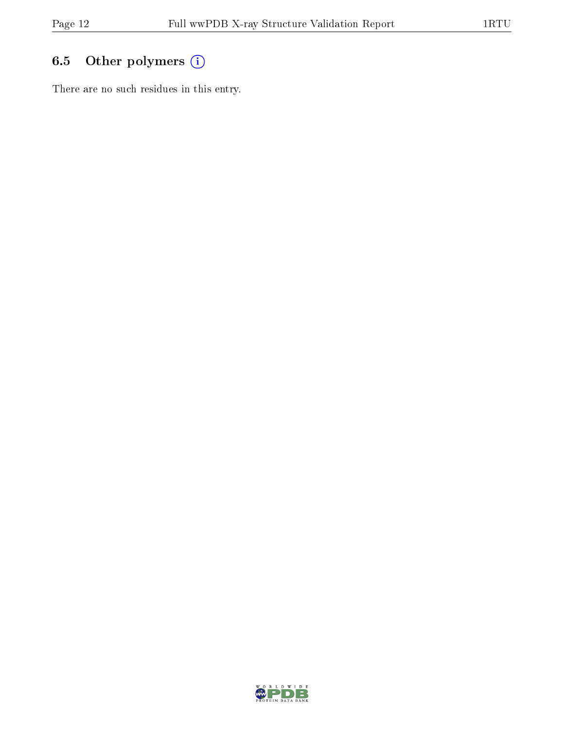### 6.5 Other polymers

There are no such residues in this entry.